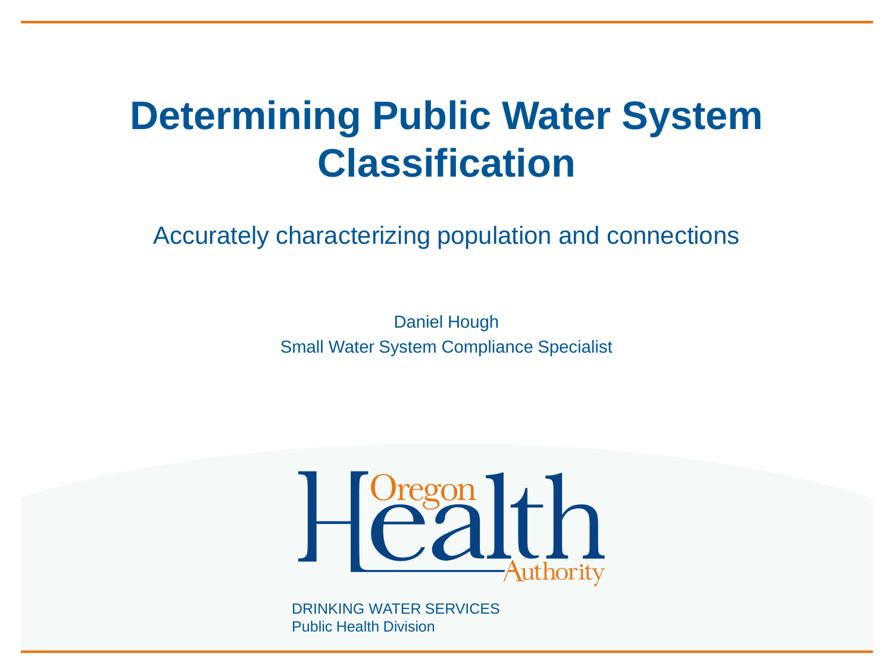# Determining Public Water System Classification

Accurately characterizing population and connections

Daniel Hough

Small Water System Compliance Specialist

Oregon Health Authority

DRINKING WATER SERVICES

Public Health Division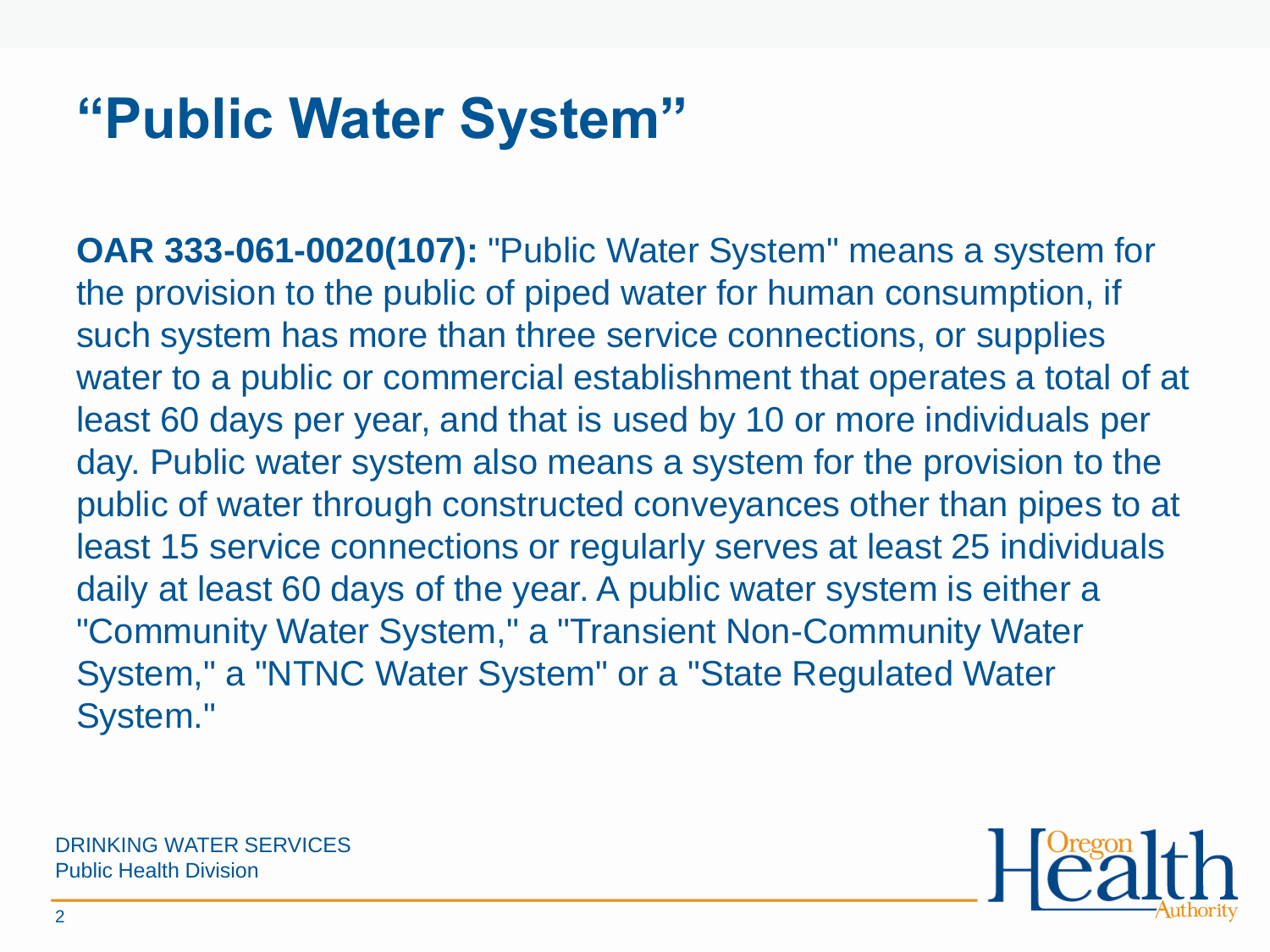# “Public Water System”

**OAR 333-061-0020(107):** "Public Water System" means a system for the provision to the public of piped water for human consumption, if such system has more than three service connections, or supplies water to a public or commercial establishment that operates a total of at least 60 days per year, and that is used by 10 or more individuals per day. Public water system also means a system for the provision to the public of water through constructed conveyances other than pipes to at least 15 service connections or regularly serves at least 25 individuals daily at least 60 days of the year. A public water system is either a "Community Water System," a "Transient Non-Community Water System," a "NTNC Water System" or a "State Regulated Water System."

DRINKING WATER SERVICES
Public Health Division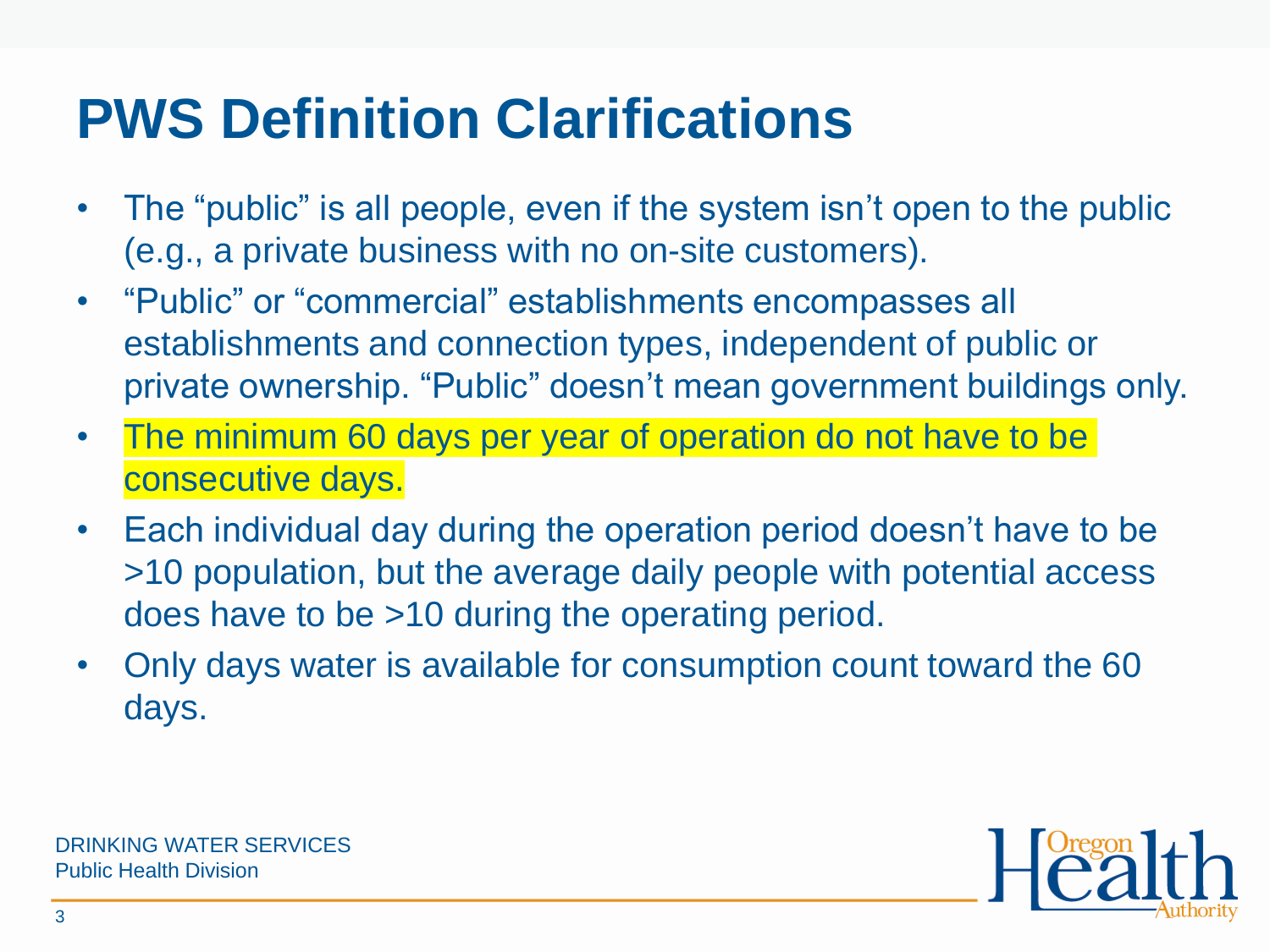# PWS Definition Clarifications

- The "public" is all people, even if the system isn't open to the public (e.g., a private business with no on-site customers).
- "Public" or "commercial" establishments encompasses all establishments and connection types, independent of public or private ownership. "Public" doesn't mean government buildings only.
- The minimum 60 days per year of operation do not have to be consecutive days.
- Each individual day during the operation period doesn't have to be >10 population, but the average daily people with potential access does have to be >10 during the operating period.
- Only days water is available for consumption count toward the 60 days.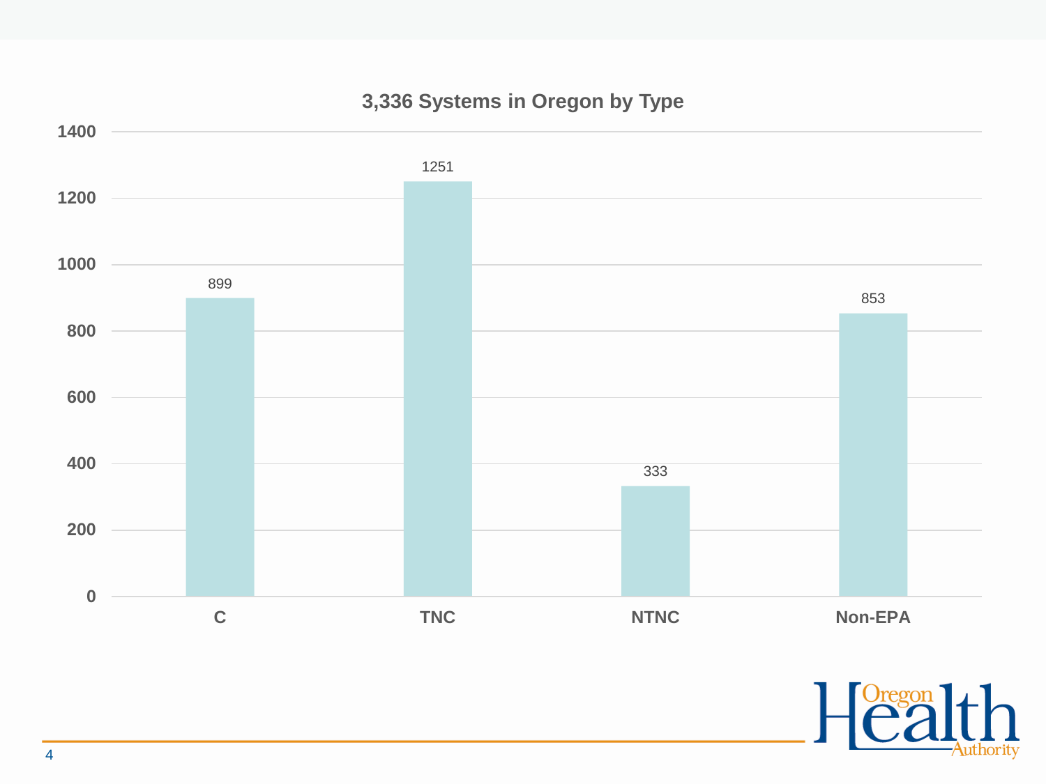## 3,336 Systems in Oregon by Type

| Type | Number of Systems |
|---|---|
| C | 899 |
| TNC | 1251 |
| NTNC | 333 |
| Non-EPA | 853 |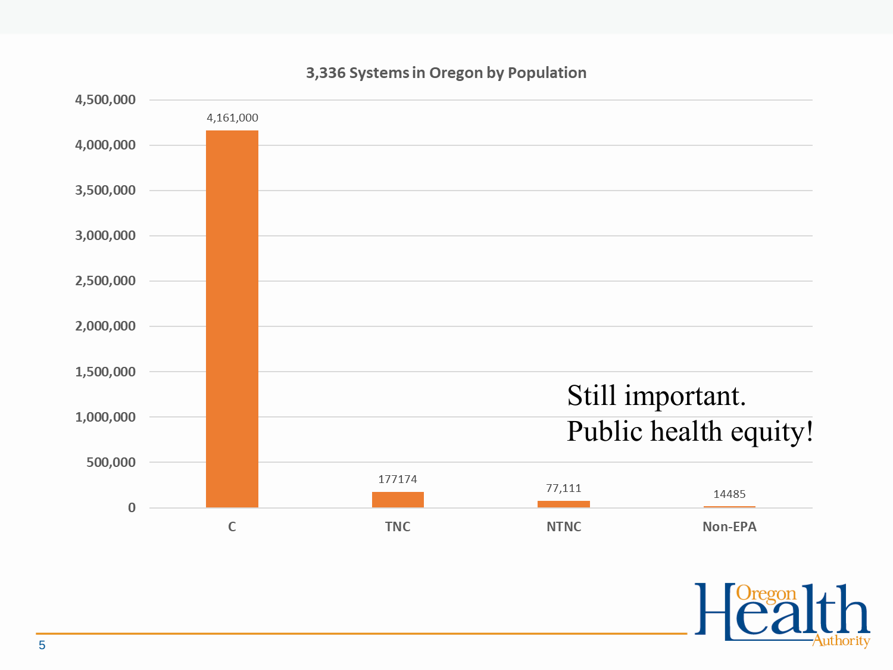## 3,336 Systems in Oregon by Population

| System Type | Population |
|---|---|
| C | 4,161,000 |
| TNC | 177174 |
| NTNC | 77,111 |
| Non-EPA | 14485 |

Still important.
Public health equity!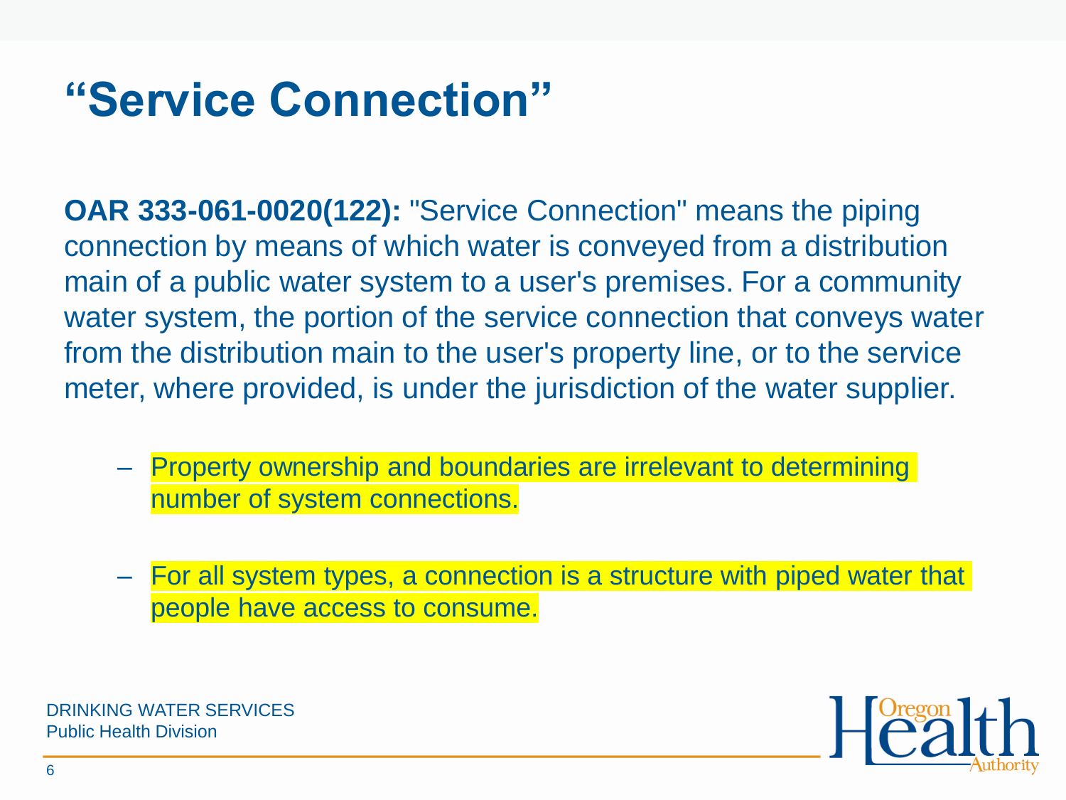# "Service Connection"

**OAR 333-061-0020(122):** "Service Connection" means the piping connection by means of which water is conveyed from a distribution main of a public water system to a user's premises. For a community water system, the portion of the service connection that conveys water from the distribution main to the user's property line, or to the service meter, where provided, is under the jurisdiction of the water supplier.

- Property ownership and boundaries are irrelevant to determining number of system connections.
- For all system types, a connection is a structure with piped water that people have access to consume.

DRINKING WATER SERVICES
Public Health Division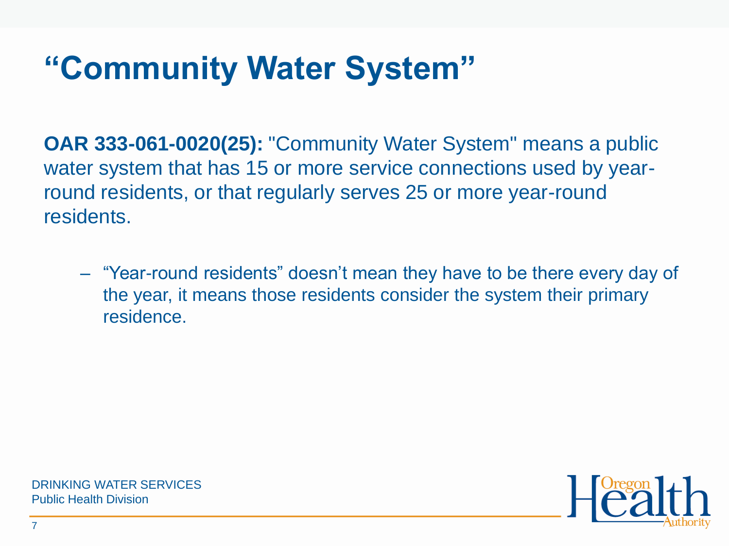# “Community Water System”

**OAR 333-061-0020(25):** "Community Water System" means a public water system that has 15 or more service connections used by year-round residents, or that regularly serves 25 or more year-round residents.

- “Year-round residents” doesn’t mean they have to be there every day of the year, it means those residents consider the system their primary residence.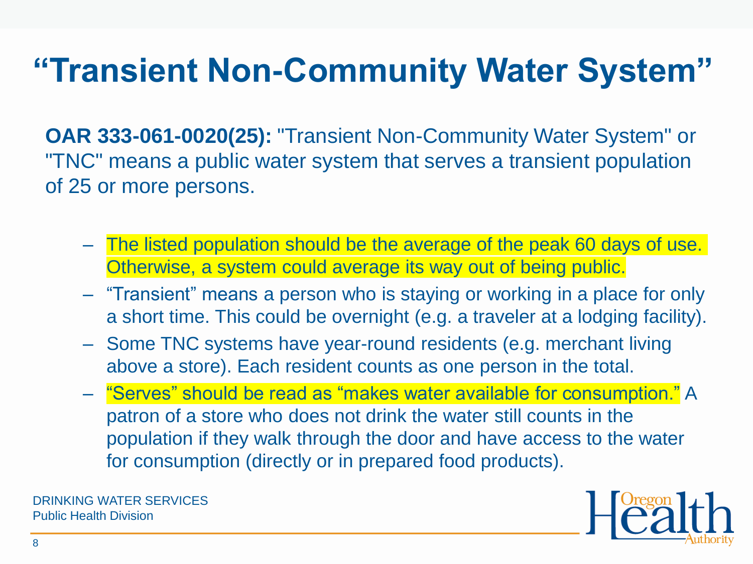# "Transient Non-Community Water System"

**OAR 333-061-0020(25):** "Transient Non-Community Water System" or "TNC" means a public water system that serves a transient population of 25 or more persons.

- The listed population should be the average of the peak 60 days of use. Otherwise, a system could average its way out of being public.
- "Transient" means a person who is staying or working in a place for only a short time. This could be overnight (e.g. a traveler at a lodging facility).
- Some TNC systems have year-round residents (e.g. merchant living above a store). Each resident counts as one person in the total.
- "Serves" should be read as "makes water available for consumption." A patron of a store who does not drink the water still counts in the population if they walk through the door and have access to the water for consumption (directly or in prepared food products).

DRINKING WATER SERVICES
Public Health Division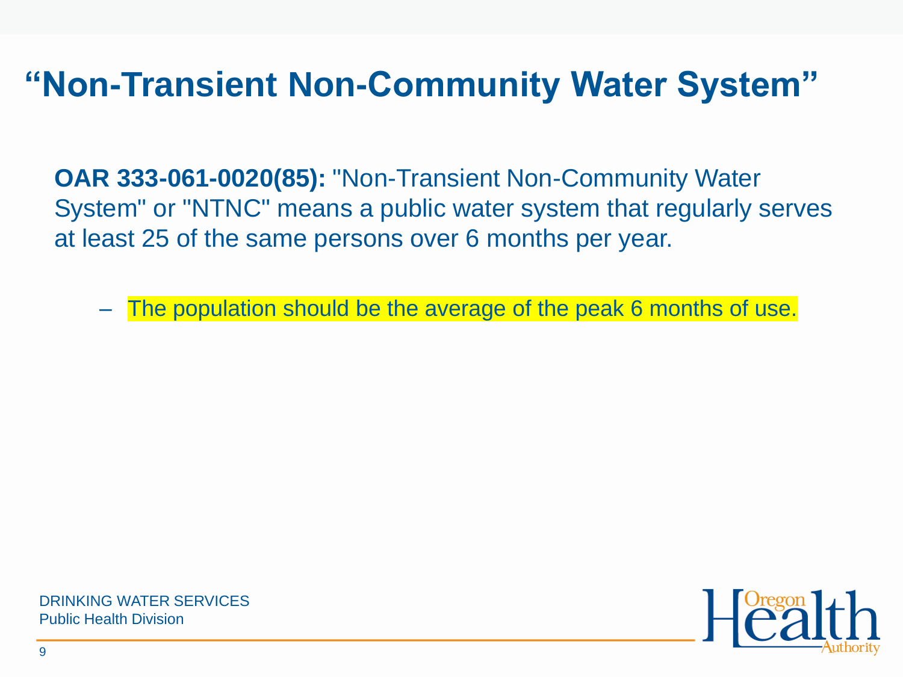# "Non-Transient Non-Community Water System"

**OAR 333-061-0020(85):** "Non-Transient Non-Community Water System" or "NTNC" means a public water system that regularly serves at least 25 of the same persons over 6 months per year.

- The population should be the average of the peak 6 months of use.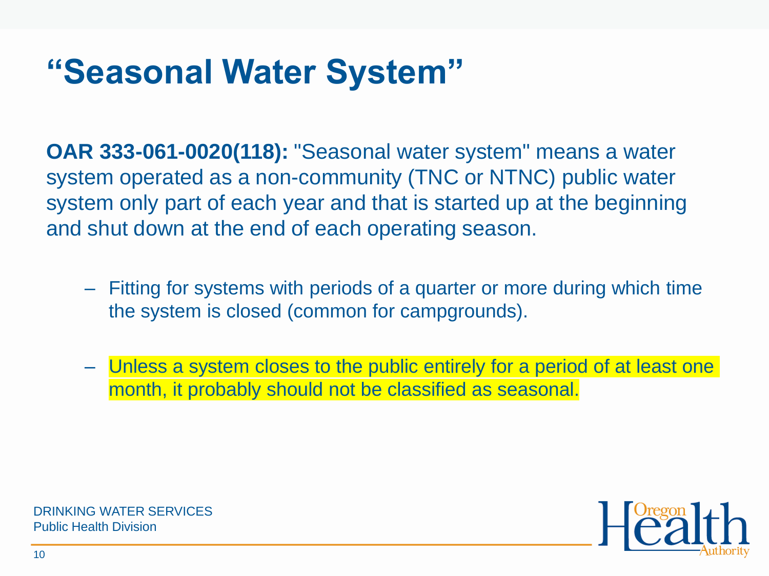# “Seasonal Water System”

**OAR 333-061-0020(118):** "Seasonal water system" means a water system operated as a non-community (TNC or NTNC) public water system only part of each year and that is started up at the beginning and shut down at the end of each operating season.

- Fitting for systems with periods of a quarter or more during which time the system is closed (common for campgrounds).
- Unless a system closes to the public entirely for a period of at least one month, it probably should not be classified as seasonal.

DRINKING WATER SERVICES
Public Health Division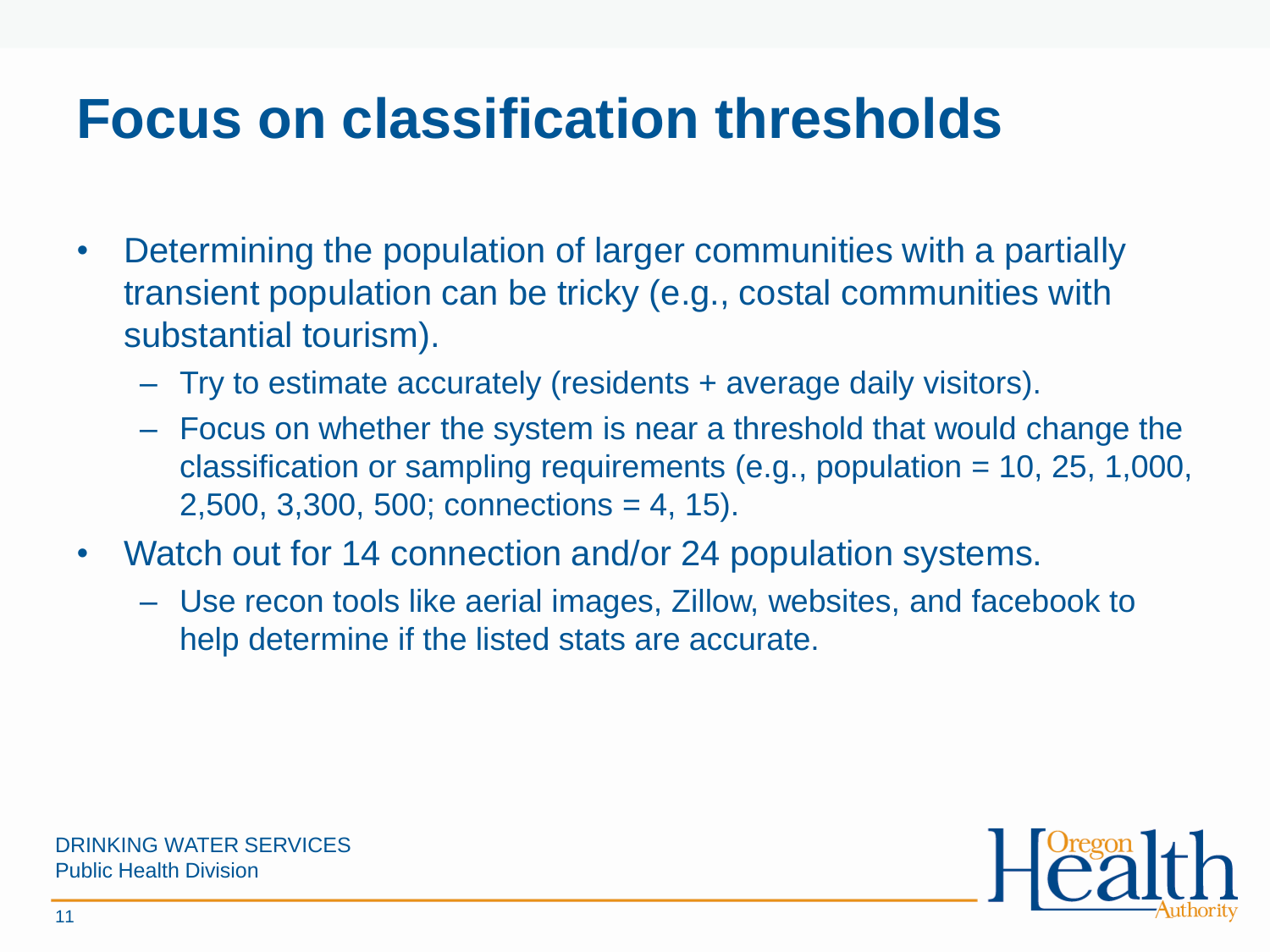# Focus on classification thresholds

- Determining the population of larger communities with a partially transient population can be tricky (e.g., costal communities with substantial tourism).
  - Try to estimate accurately (residents + average daily visitors).
  - Focus on whether the system is near a threshold that would change the classification or sampling requirements (e.g., population = 10, 25, 1,000, 2,500, 3,300, 500; connections = 4, 15).
- Watch out for 14 connection and/or 24 population systems.
  - Use recon tools like aerial images, Zillow, websites, and facebook to help determine if the listed stats are accurate.

DRINKING WATER SERVICES
Public Health Division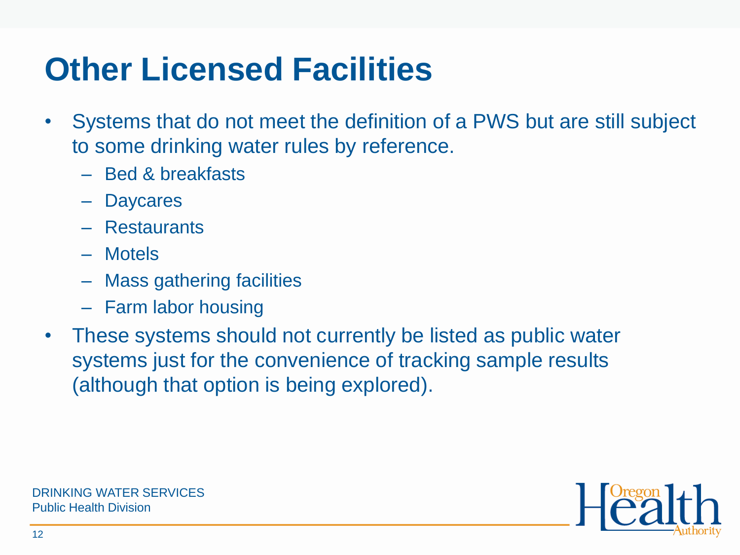# Other Licensed Facilities

- Systems that do not meet the definition of a PWS but are still subject to some drinking water rules by reference.
  - Bed & breakfasts
  - Daycares
  - Restaurants
  - Motels
  - Mass gathering facilities
  - Farm labor housing
- These systems should not currently be listed as public water systems just for the convenience of tracking sample results (although that option is being explored).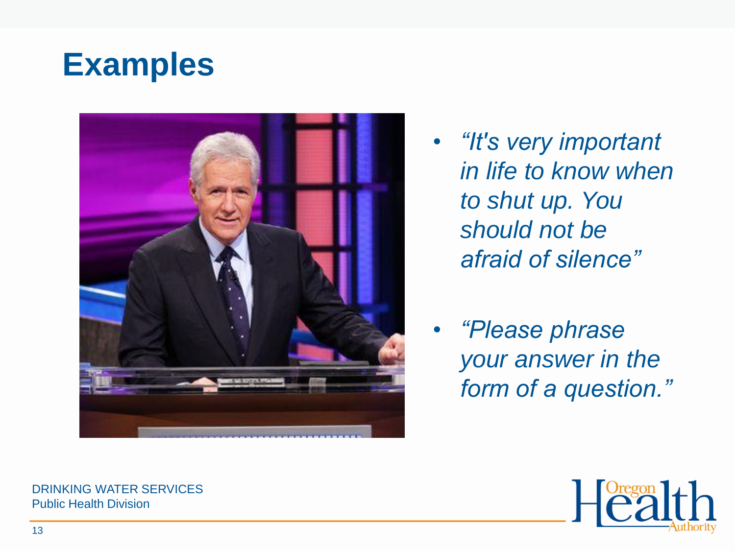# Examples

- *"It's very important in life to know when to shut up. You should not be afraid of silence"*
- *"Please phrase your answer in the form of a question."*

DRINKING WATER SERVICES
Public Health Division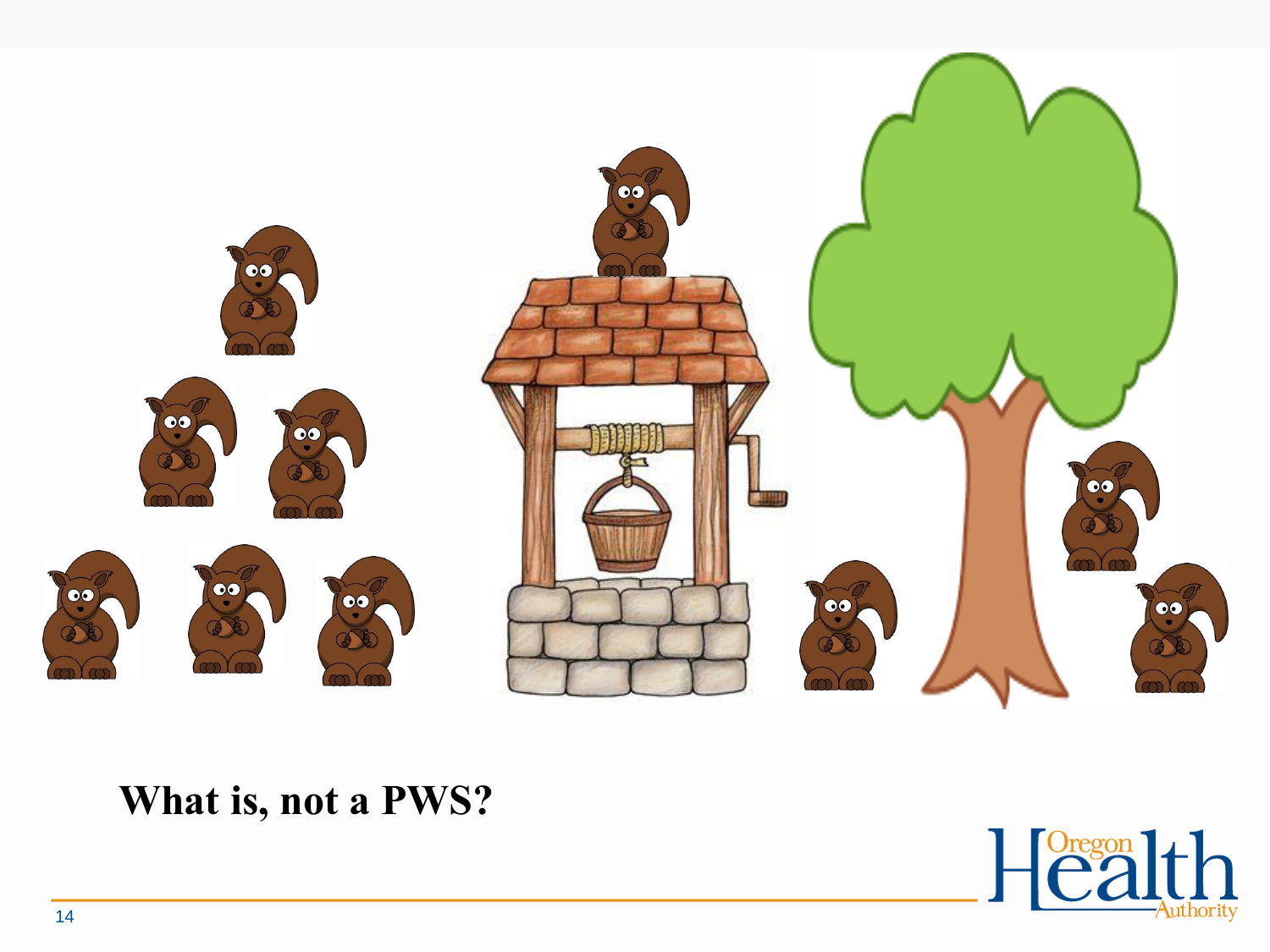**What is, not a PWS?**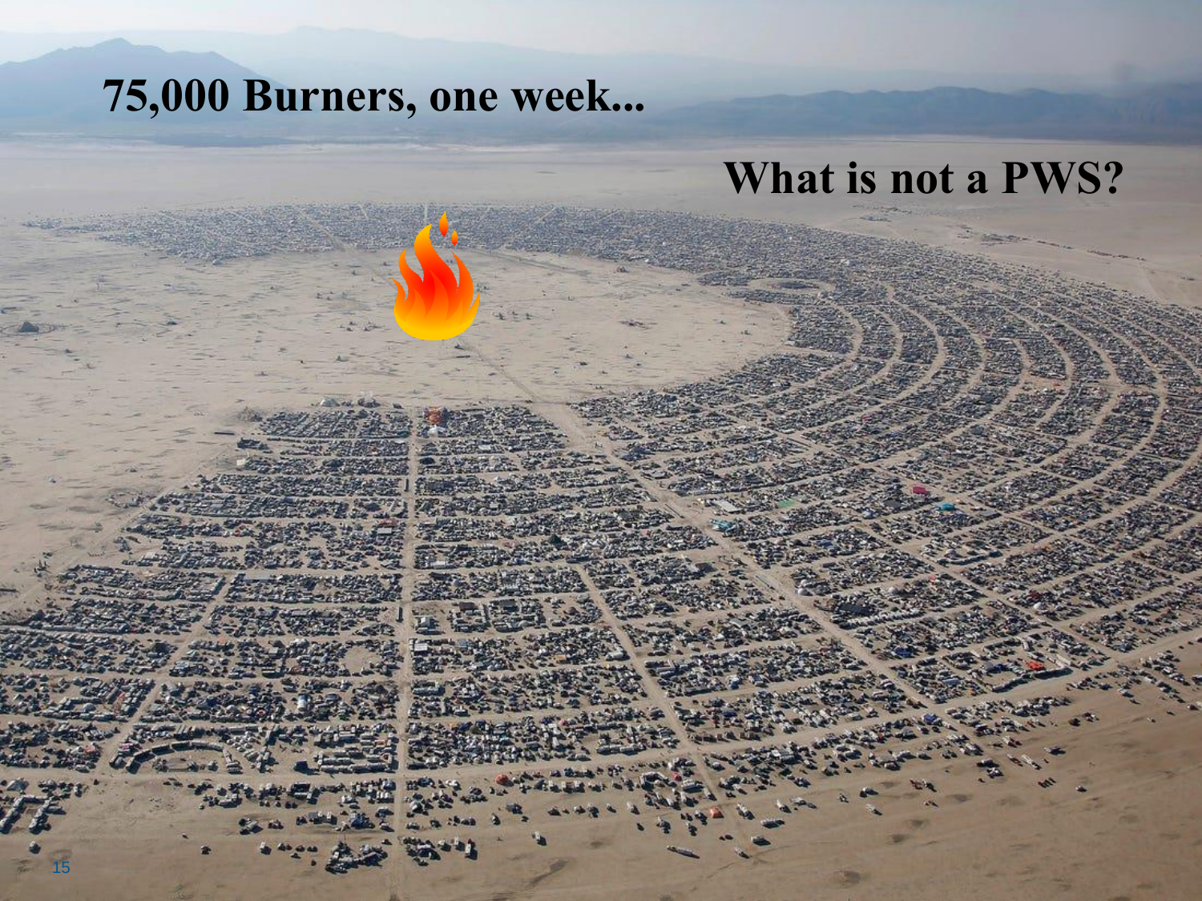# 75,000 Burners, one week...

## What is not a PWS?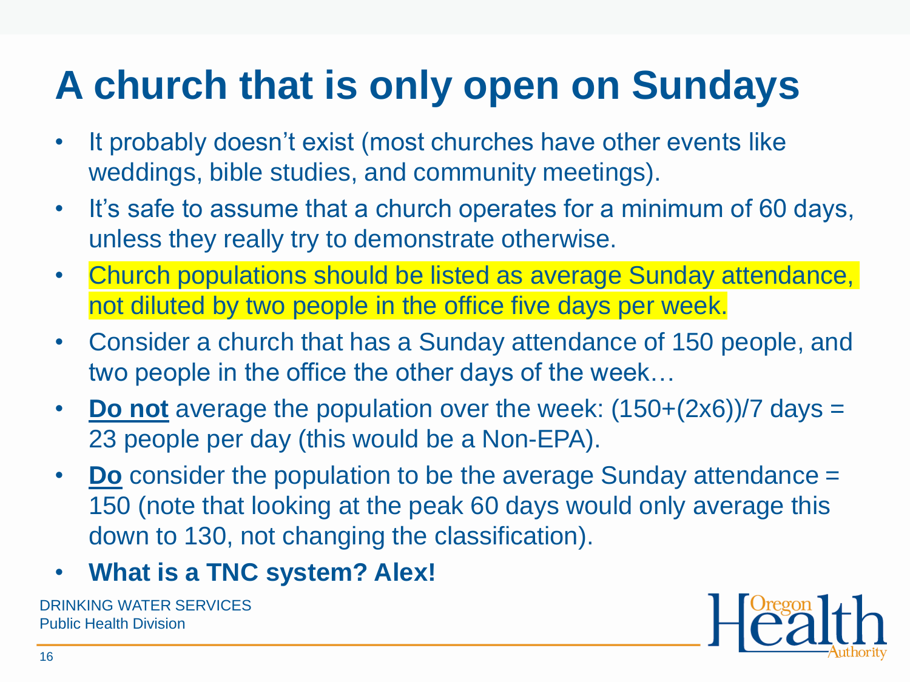# A church that is only open on Sundays

- It probably doesn't exist (most churches have other events like weddings, bible studies, and community meetings).
- It's safe to assume that a church operates for a minimum of 60 days, unless they really try to demonstrate otherwise.
- Church populations should be listed as average Sunday attendance, not diluted by two people in the office five days per week.
- Consider a church that has a Sunday attendance of 150 people, and two people in the office the other days of the week…
- **Do not** average the population over the week: (150+(2x6))/7 days = 23 people per day (this would be a Non-EPA).
- **Do** consider the population to be the average Sunday attendance = 150 (note that looking at the peak 60 days would only average this down to 130, not changing the classification).
- **What is a TNC system? Alex!**

DRINKING WATER SERVICES
Public Health Division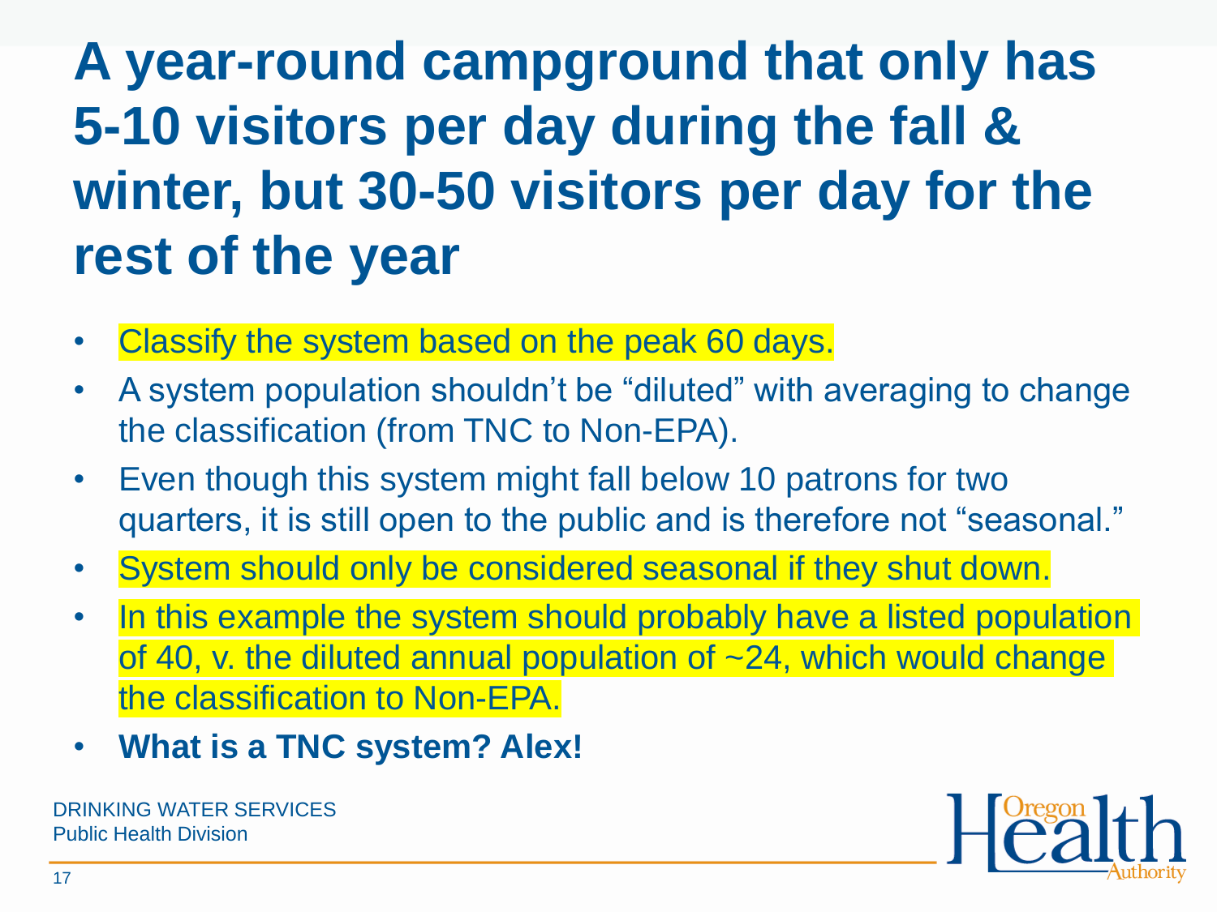# A year-round campground that only has 5-10 visitors per day during the fall & winter, but 30-50 visitors per day for the rest of the year

- Classify the system based on the peak 60 days.
- A system population shouldn't be "diluted" with averaging to change the classification (from TNC to Non-EPA).
- Even though this system might fall below 10 patrons for two quarters, it is still open to the public and is therefore not "seasonal."
- System should only be considered seasonal if they shut down.
- In this example the system should probably have a listed population of 40, v. the diluted annual population of ~24, which would change the classification to Non-EPA.
- **What is a TNC system? Alex!**

DRINKING WATER SERVICES
Public Health Division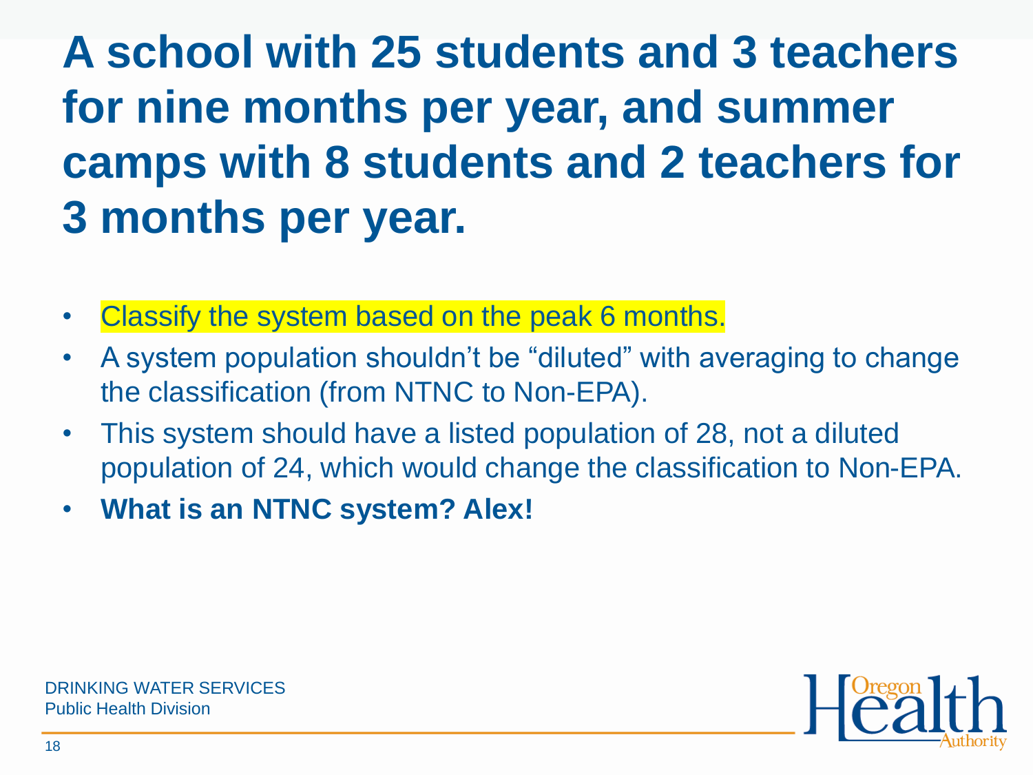# A school with 25 students and 3 teachers for nine months per year, and summer camps with 8 students and 2 teachers for 3 months per year.

- Classify the system based on the peak 6 months.
- A system population shouldn’t be “diluted” with averaging to change the classification (from NTNC to Non-EPA).
- This system should have a listed population of 28, not a diluted population of 24, which would change the classification to Non-EPA.
- **What is an NTNC system? Alex!**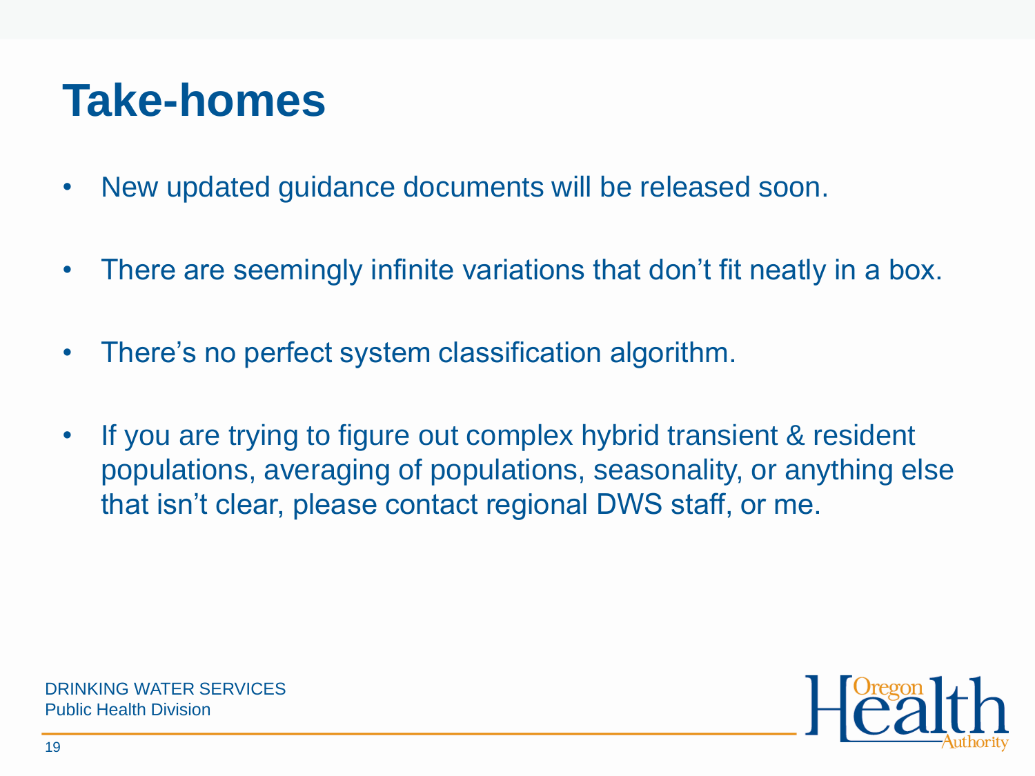# Take-homes

- New updated guidance documents will be released soon.
- There are seemingly infinite variations that don't fit neatly in a box.
- There's no perfect system classification algorithm.
- If you are trying to figure out complex hybrid transient & resident populations, averaging of populations, seasonality, or anything else that isn't clear, please contact regional DWS staff, or me.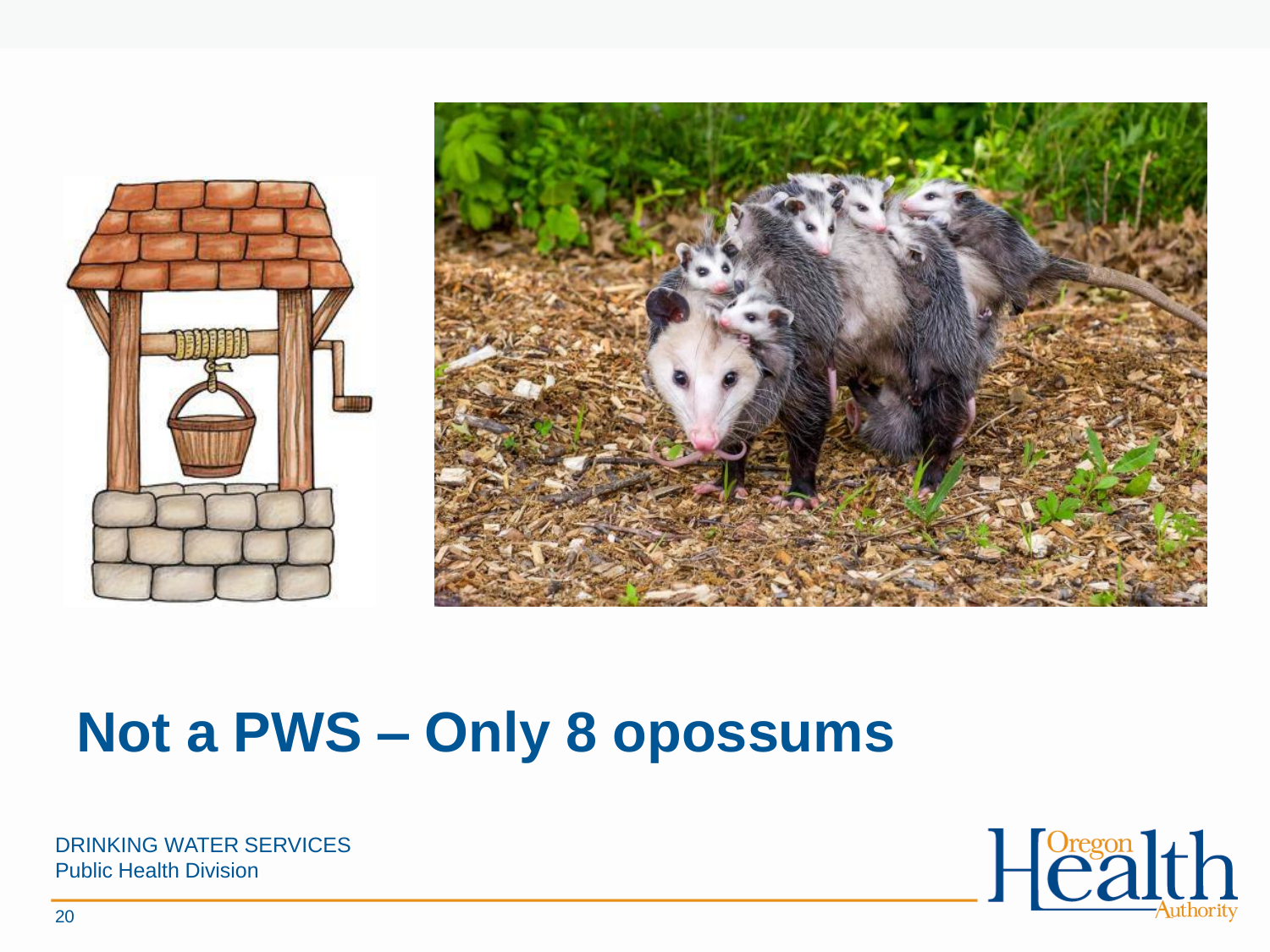# Not a PWS – Only 8 opossums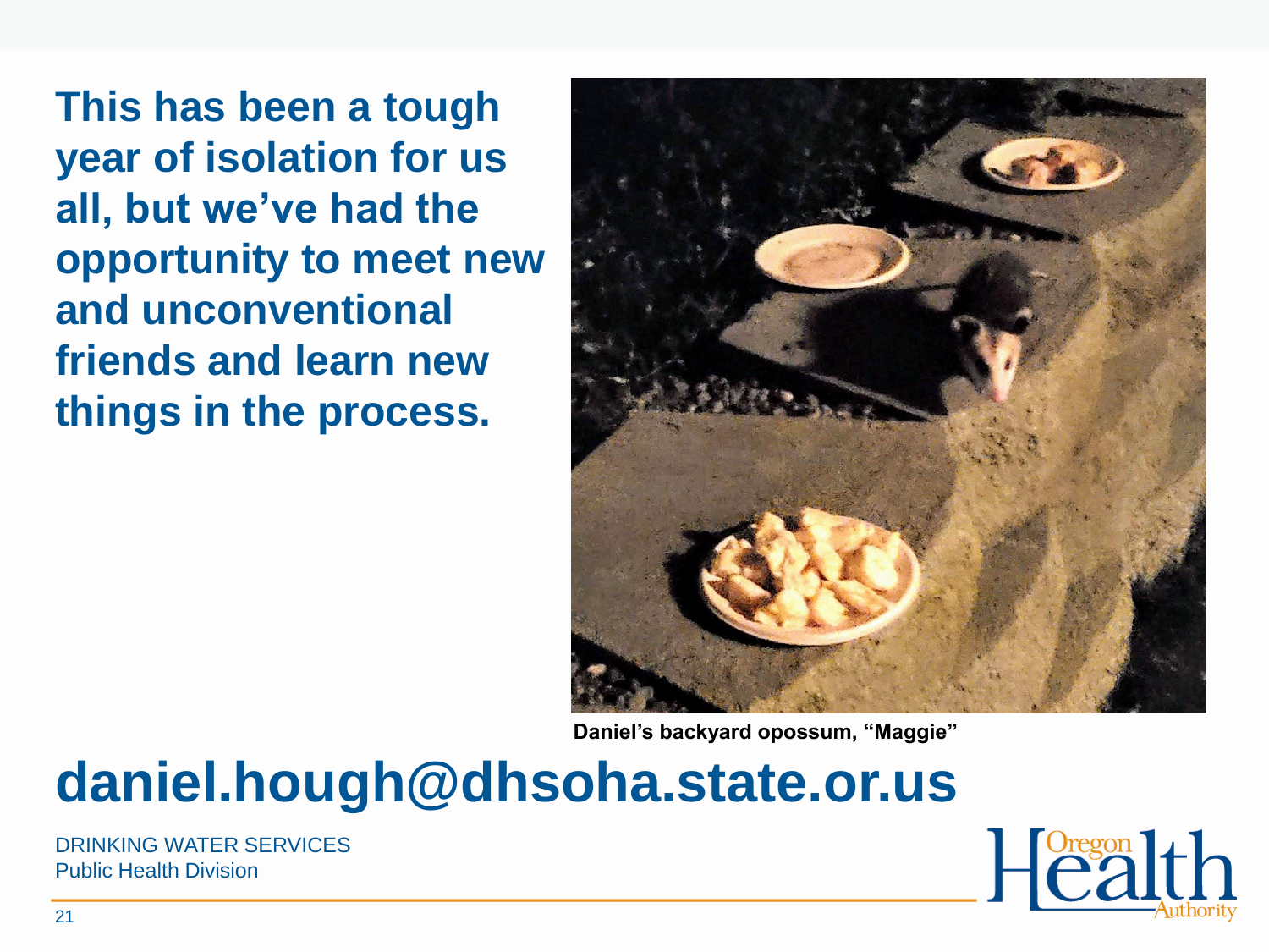**This has been a tough year of isolation for us all, but we've had the opportunity to meet new and unconventional friends and learn new things in the process.**

Daniel's backyard opossum, "Maggie"

# daniel.hough@dhsoha.state.or.us

DRINKING WATER SERVICES
Public Health Division